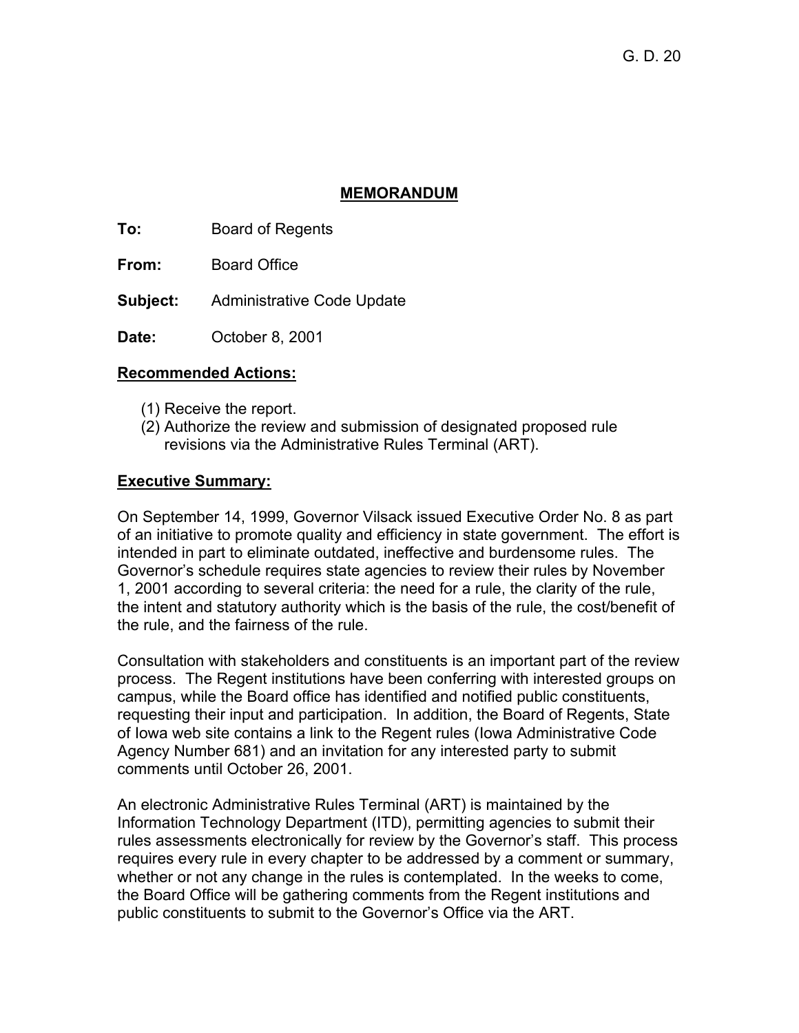G. D. 20

## MEMORANDUM

**To:** Board of Regents

**From:** Board Office

**Subject:** Administrative Code Update

**Date:** October 8, 2001

**Recommended Actions:**

(1) Receive the report.
(2) Authorize the review and submission of designated proposed rule revisions via the Administrative Rules Terminal (ART).

**Executive Summary:**

On September 14, 1999, Governor Vilsack issued Executive Order No. 8 as part of an initiative to promote quality and efficiency in state government. The effort is intended in part to eliminate outdated, ineffective and burdensome rules. The Governor's schedule requires state agencies to review their rules by November 1, 2001 according to several criteria: the need for a rule, the clarity of the rule, the intent and statutory authority which is the basis of the rule, the cost/benefit of the rule, and the fairness of the rule.

Consultation with stakeholders and constituents is an important part of the review process. The Regent institutions have been conferring with interested groups on campus, while the Board office has identified and notified public constituents, requesting their input and participation. In addition, the Board of Regents, State of Iowa web site contains a link to the Regent rules (Iowa Administrative Code Agency Number 681) and an invitation for any interested party to submit comments until October 26, 2001.

An electronic Administrative Rules Terminal (ART) is maintained by the Information Technology Department (ITD), permitting agencies to submit their rules assessments electronically for review by the Governor's staff. This process requires every rule in every chapter to be addressed by a comment or summary, whether or not any change in the rules is contemplated. In the weeks to come, the Board Office will be gathering comments from the Regent institutions and public constituents to submit to the Governor's Office via the ART.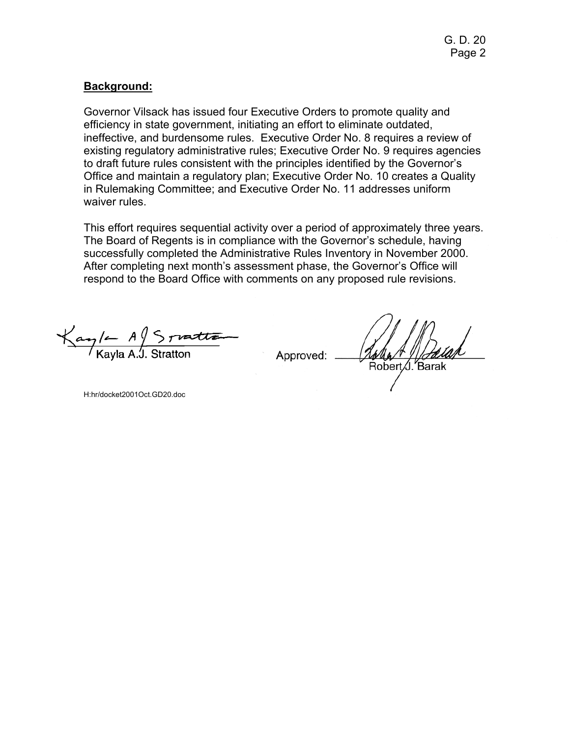**Background:**

Governor Vilsack has issued four Executive Orders to promote quality and efficiency in state government, initiating an effort to eliminate outdated, ineffective, and burdensome rules. Executive Order No. 8 requires a review of existing regulatory administrative rules; Executive Order No. 9 requires agencies to draft future rules consistent with the principles identified by the Governor's Office and maintain a regulatory plan; Executive Order No. 10 creates a Quality in Rulemaking Committee; and Executive Order No. 11 addresses uniform waiver rules.

This effort requires sequential activity over a period of approximately three years. The Board of Regents is in compliance with the Governor's schedule, having successfully completed the Administrative Rules Inventory in November 2000. After completing next month's assessment phase, the Governor's Office will respond to the Board Office with comments on any proposed rule revisions.

Kayla A.J. Stratton

Approved: Robert J. Barak

H:hr/docket2001Oct.GD20.doc